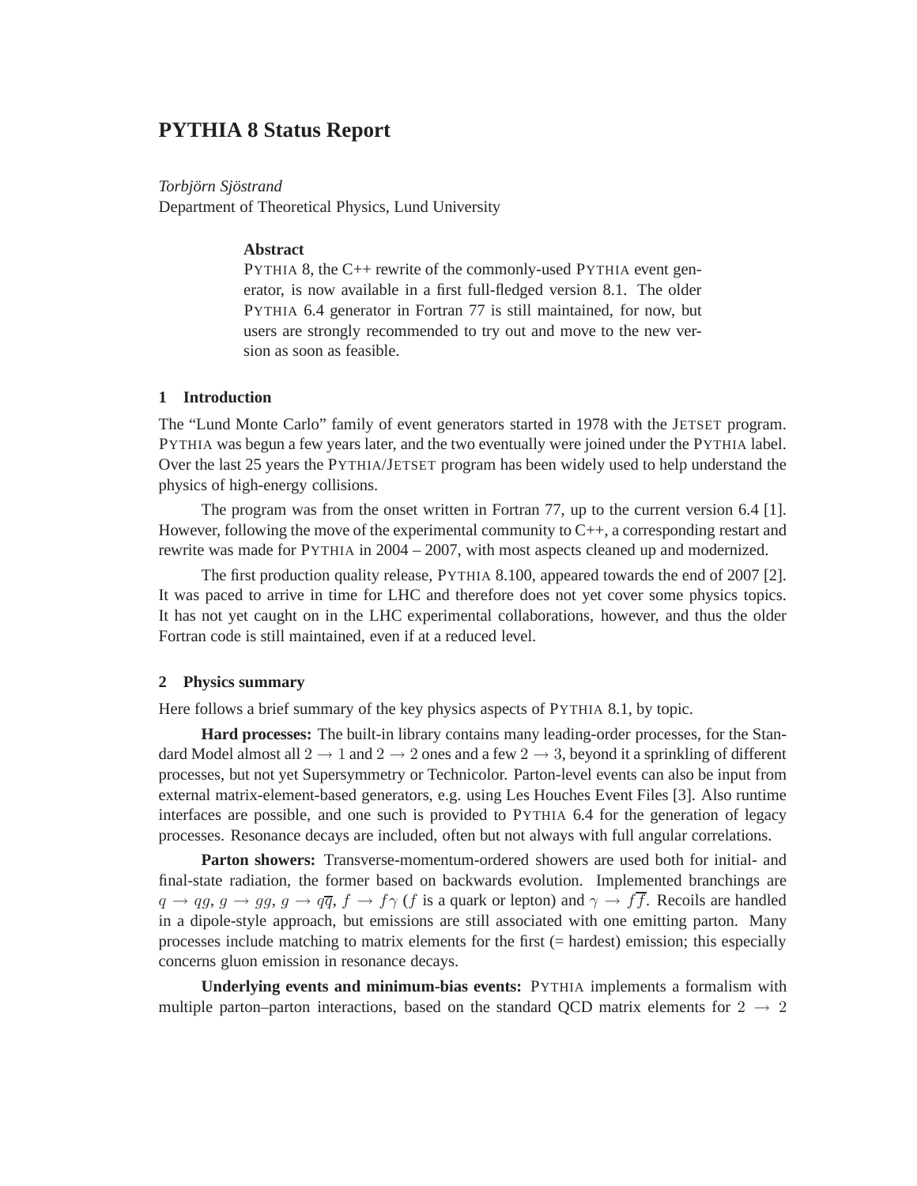# PYTHIA 8 Status Report

*Torbjörn Sjöstrand*
Department of Theoretical Physics, Lund University

### Abstract

PYTHIA 8, the C++ rewrite of the commonly-used PYTHIA event generator, is now available in a first full-fledged version 8.1. The older PYTHIA 6.4 generator in Fortran 77 is still maintained, for now, but users are strongly recommended to try out and move to the new version as soon as feasible.

## 1 Introduction

The "Lund Monte Carlo" family of event generators started in 1978 with the JETSET program. PYTHIA was begun a few years later, and the two eventually were joined under the PYTHIA label. Over the last 25 years the PYTHIA/JETSET program has been widely used to help understand the physics of high-energy collisions.

The program was from the onset written in Fortran 77, up to the current version 6.4 [1]. However, following the move of the experimental community to C++, a corresponding restart and rewrite was made for PYTHIA in 2004 – 2007, with most aspects cleaned up and modernized.

The first production quality release, PYTHIA 8.100, appeared towards the end of 2007 [2]. It was paced to arrive in time for LHC and therefore does not yet cover some physics topics. It has not yet caught on in the LHC experimental collaborations, however, and thus the older Fortran code is still maintained, even if at a reduced level.

## 2 Physics summary

Here follows a brief summary of the key physics aspects of PYTHIA 8.1, by topic.

**Hard processes:** The built-in library contains many leading-order processes, for the Standard Model almost all $2 \to 1$ and $2 \to 2$ ones and a few $2 \to 3$, beyond it a sprinkling of different processes, but not yet Supersymmetry or Technicolor. Parton-level events can also be input from external matrix-element-based generators, e.g. using Les Houches Event Files [3]. Also runtime interfaces are possible, and one such is provided to PYTHIA 6.4 for the generation of legacy processes. Resonance decays are included, often but not always with full angular correlations.

**Parton showers:** Transverse-momentum-ordered showers are used both for initial- and final-state radiation, the former based on backwards evolution. Implemented branchings are $q \to qg$, $g \to gg$, $g \to q\overline{q}$, $f \to f\gamma$ ($f$ is a quark or lepton) and $\gamma \to f\overline{f}$. Recoils are handled in a dipole-style approach, but emissions are still associated with one emitting parton. Many processes include matching to matrix elements for the first (= hardest) emission; this especially concerns gluon emission in resonance decays.

**Underlying events and minimum-bias events:** PYTHIA implements a formalism with multiple parton–parton interactions, based on the standard QCD matrix elements for $2 \to 2$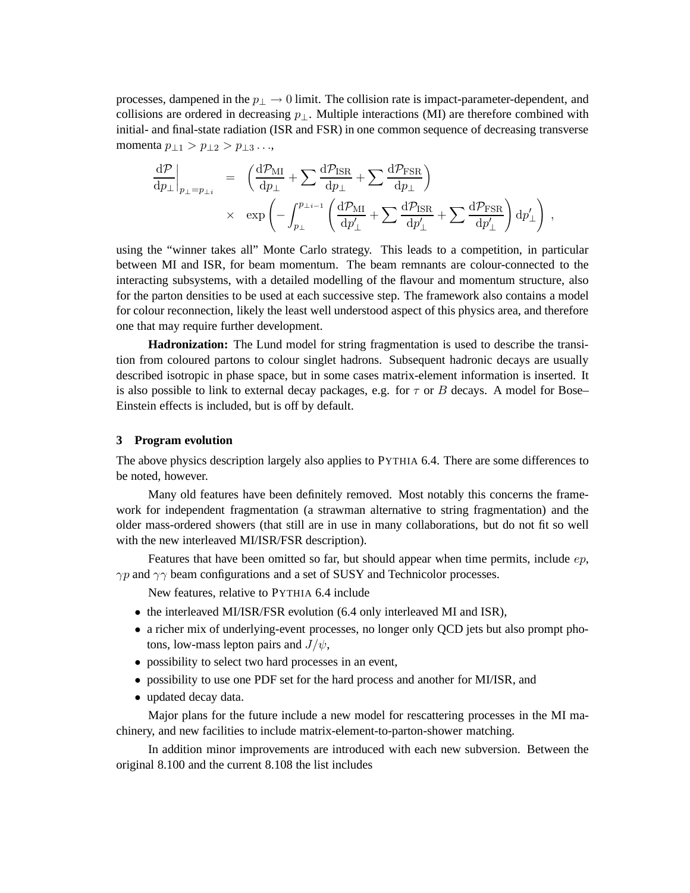processes, dampened in the $p_\perp \to 0$ limit. The collision rate is impact-parameter-dependent, and collisions are ordered in decreasing $p_\perp$. Multiple interactions (MI) are therefore combined with initial- and final-state radiation (ISR and FSR) in one common sequence of decreasing transverse momenta $p_{\perp 1} > p_{\perp 2} > p_{\perp 3} \ldots$,

$$
\begin{aligned}
\left.\frac{\mathrm{d}\mathcal{P}}{\mathrm{d}p_\perp}\right|_{p_\perp = p_{\perp i}} &= \left( \frac{\mathrm{d}\mathcal{P}_{\mathrm{MI}}}{\mathrm{d}p_\perp} + \sum \frac{\mathrm{d}\mathcal{P}_{\mathrm{ISR}}}{\mathrm{d}p_\perp} + \sum \frac{\mathrm{d}\mathcal{P}_{\mathrm{FSR}}}{\mathrm{d}p_\perp} \right) \\
&\times \; \exp\left( - \int_{p_\perp}^{p_{\perp i-1}} \left( \frac{\mathrm{d}\mathcal{P}_{\mathrm{MI}}}{\mathrm{d}p'_\perp} + \sum \frac{\mathrm{d}\mathcal{P}_{\mathrm{ISR}}}{\mathrm{d}p'_\perp} + \sum \frac{\mathrm{d}\mathcal{P}_{\mathrm{FSR}}}{\mathrm{d}p'_\perp} \right) \mathrm{d}p'_\perp \right) ,
\end{aligned}
$$

using the "winner takes all" Monte Carlo strategy. This leads to a competition, in particular between MI and ISR, for beam momentum. The beam remnants are colour-connected to the interacting subsystems, with a detailed modelling of the flavour and momentum structure, also for the parton densities to be used at each successive step. The framework also contains a model for colour reconnection, likely the least well understood aspect of this physics area, and therefore one that may require further development.

**Hadronization:** The Lund model for string fragmentation is used to describe the transition from coloured partons to colour singlet hadrons. Subsequent hadronic decays are usually described isotropic in phase space, but in some cases matrix-element information is inserted. It is also possible to link to external decay packages, e.g. for $\tau$ or $B$ decays. A model for Bose–Einstein effects is included, but is off by default.

## 3 Program evolution

The above physics description largely also applies to PYTHIA 6.4. There are some differences to be noted, however.

Many old features have been definitely removed. Most notably this concerns the framework for independent fragmentation (a strawman alternative to string fragmentation) and the older mass-ordered showers (that still are in use in many collaborations, but do not fit so well with the new interleaved MI/ISR/FSR description).

Features that have been omitted so far, but should appear when time permits, include $ep$, $\gamma p$ and $\gamma\gamma$ beam configurations and a set of SUSY and Technicolor processes.

New features, relative to PYTHIA 6.4 include

- the interleaved MI/ISR/FSR evolution (6.4 only interleaved MI and ISR),
- a richer mix of underlying-event processes, no longer only QCD jets but also prompt photons, low-mass lepton pairs and $J/\psi$,
- possibility to select two hard processes in an event,
- possibility to use one PDF set for the hard process and another for MI/ISR, and
- updated decay data.

Major plans for the future include a new model for rescattering processes in the MI machinery, and new facilities to include matrix-element-to-parton-shower matching.

In addition minor improvements are introduced with each new subversion. Between the original 8.100 and the current 8.108 the list includes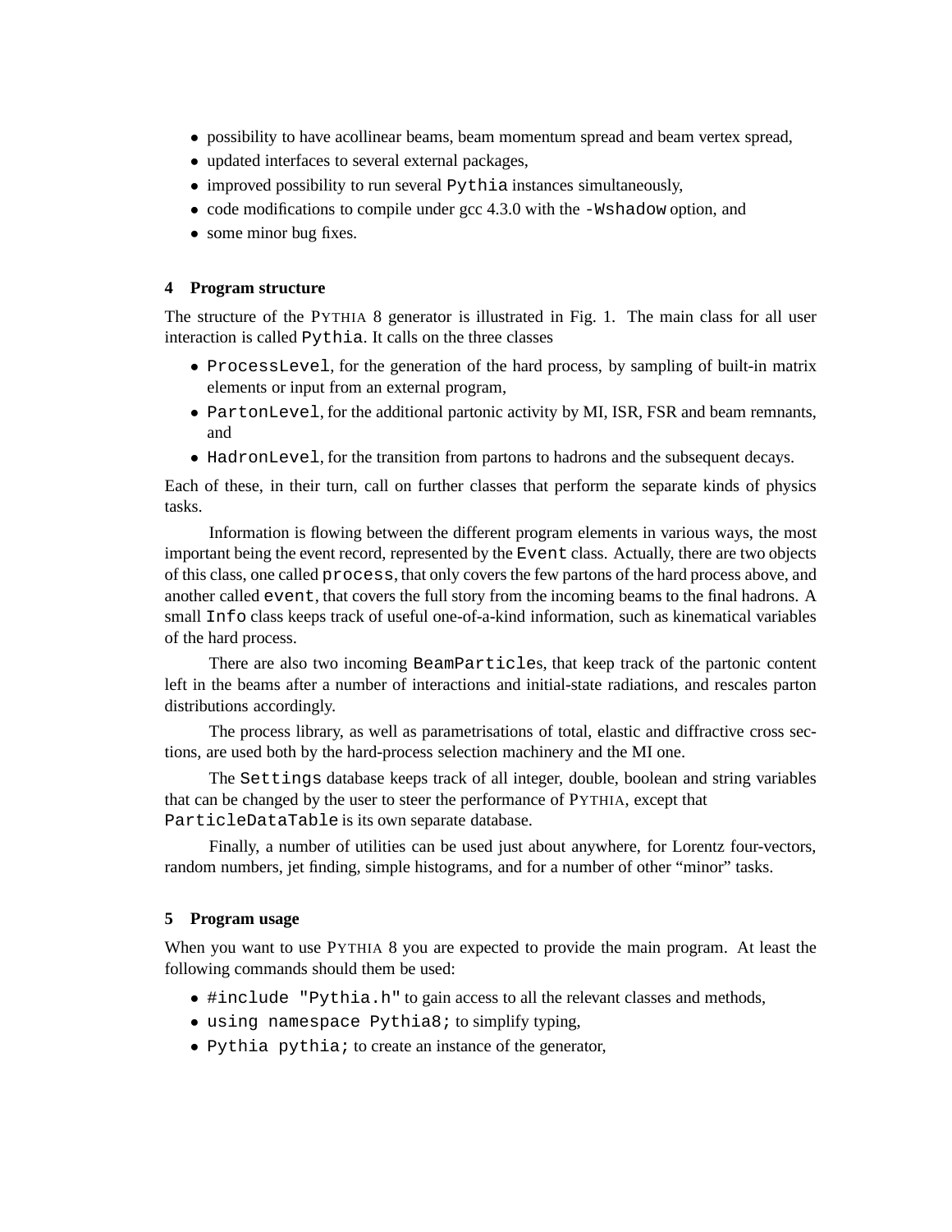- possibility to have acollinear beams, beam momentum spread and beam vertex spread,
- updated interfaces to several external packages,
- improved possibility to run several `Pythia` instances simultaneously,
- code modifications to compile under gcc 4.3.0 with the `-Wshadow` option, and
- some minor bug fixes.

## 4 Program structure

The structure of the PYTHIA 8 generator is illustrated in Fig. 1. The main class for all user interaction is called `Pythia`. It calls on the three classes

- `ProcessLevel`, for the generation of the hard process, by sampling of built-in matrix elements or input from an external program,
- `PartonLevel`, for the additional partonic activity by MI, ISR, FSR and beam remnants, and
- `HadronLevel`, for the transition from partons to hadrons and the subsequent decays.

Each of these, in their turn, call on further classes that perform the separate kinds of physics tasks.

Information is flowing between the different program elements in various ways, the most important being the event record, represented by the `Event` class. Actually, there are two objects of this class, one called `process`, that only covers the few partons of the hard process above, and another called `event`, that covers the full story from the incoming beams to the final hadrons. A small `Info` class keeps track of useful one-of-a-kind information, such as kinematical variables of the hard process.

There are also two incoming `BeamParticle`s, that keep track of the partonic content left in the beams after a number of interactions and initial-state radiations, and rescales parton distributions accordingly.

The process library, as well as parametrisations of total, elastic and diffractive cross sections, are used both by the hard-process selection machinery and the MI one.

The `Settings` database keeps track of all integer, double, boolean and string variables that can be changed by the user to steer the performance of PYTHIA, except that `ParticleDataTable` is its own separate database.

Finally, a number of utilities can be used just about anywhere, for Lorentz four-vectors, random numbers, jet finding, simple histograms, and for a number of other "minor" tasks.

## 5 Program usage

When you want to use PYTHIA 8 you are expected to provide the main program. At least the following commands should them be used:

- `#include "Pythia.h"` to gain access to all the relevant classes and methods,
- `using namespace Pythia8;` to simplify typing,
- `Pythia pythia;` to create an instance of the generator,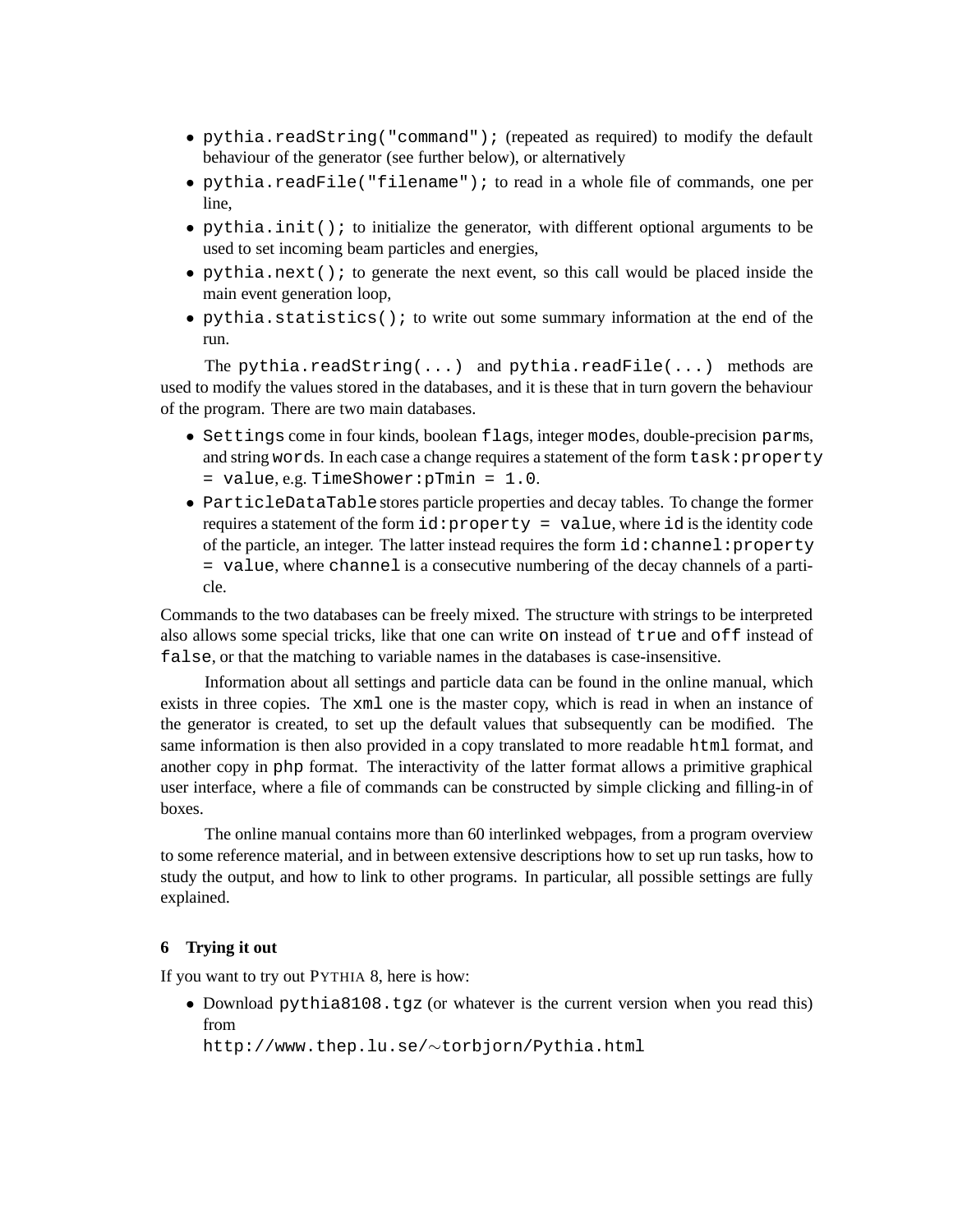- `pythia.readString("command");` (repeated as required) to modify the default behaviour of the generator (see further below), or alternatively
- `pythia.readFile("filename");` to read in a whole file of commands, one per line,
- `pythia.init();` to initialize the generator, with different optional arguments to be used to set incoming beam particles and energies,
- `pythia.next();` to generate the next event, so this call would be placed inside the main event generation loop,
- `pythia.statistics();` to write out some summary information at the end of the run.

The `pythia.readString(...)` and `pythia.readFile(...)` methods are used to modify the values stored in the databases, and it is these that in turn govern the behaviour of the program. There are two main databases.

- `Settings` come in four kinds, boolean `flag`s, integer `mode`s, double-precision `parm`s, and string `word`s. In each case a change requires a statement of the form `task:property = value`, e.g. `TimeShower:pTmin = 1.0`.
- `ParticleDataTable` stores particle properties and decay tables. To change the former requires a statement of the form `id:property = value`, where `id` is the identity code of the particle, an integer. The latter instead requires the form `id:channel:property = value`, where `channel` is a consecutive numbering of the decay channels of a particle.

Commands to the two databases can be freely mixed. The structure with strings to be interpreted also allows some special tricks, like that one can write `on` instead of `true` and `off` instead of `false`, or that the matching to variable names in the databases is case-insensitive.

Information about all settings and particle data can be found in the online manual, which exists in three copies. The `xml` one is the master copy, which is read in when an instance of the generator is created, to set up the default values that subsequently can be modified. The same information is then also provided in a copy translated to more readable `html` format, and another copy in `php` format. The interactivity of the latter format allows a primitive graphical user interface, where a file of commands can be constructed by simple clicking and filling-in of boxes.

The online manual contains more than 60 interlinked webpages, from a program overview to some reference material, and in between extensive descriptions how to set up run tasks, how to study the output, and how to link to other programs. In particular, all possible settings are fully explained.

## 6 Trying it out

If you want to try out PYTHIA 8, here is how:

- Download `pythia8108.tgz` (or whatever is the current version when you read this) from
  `http://www.thep.lu.se/~torbjorn/Pythia.html`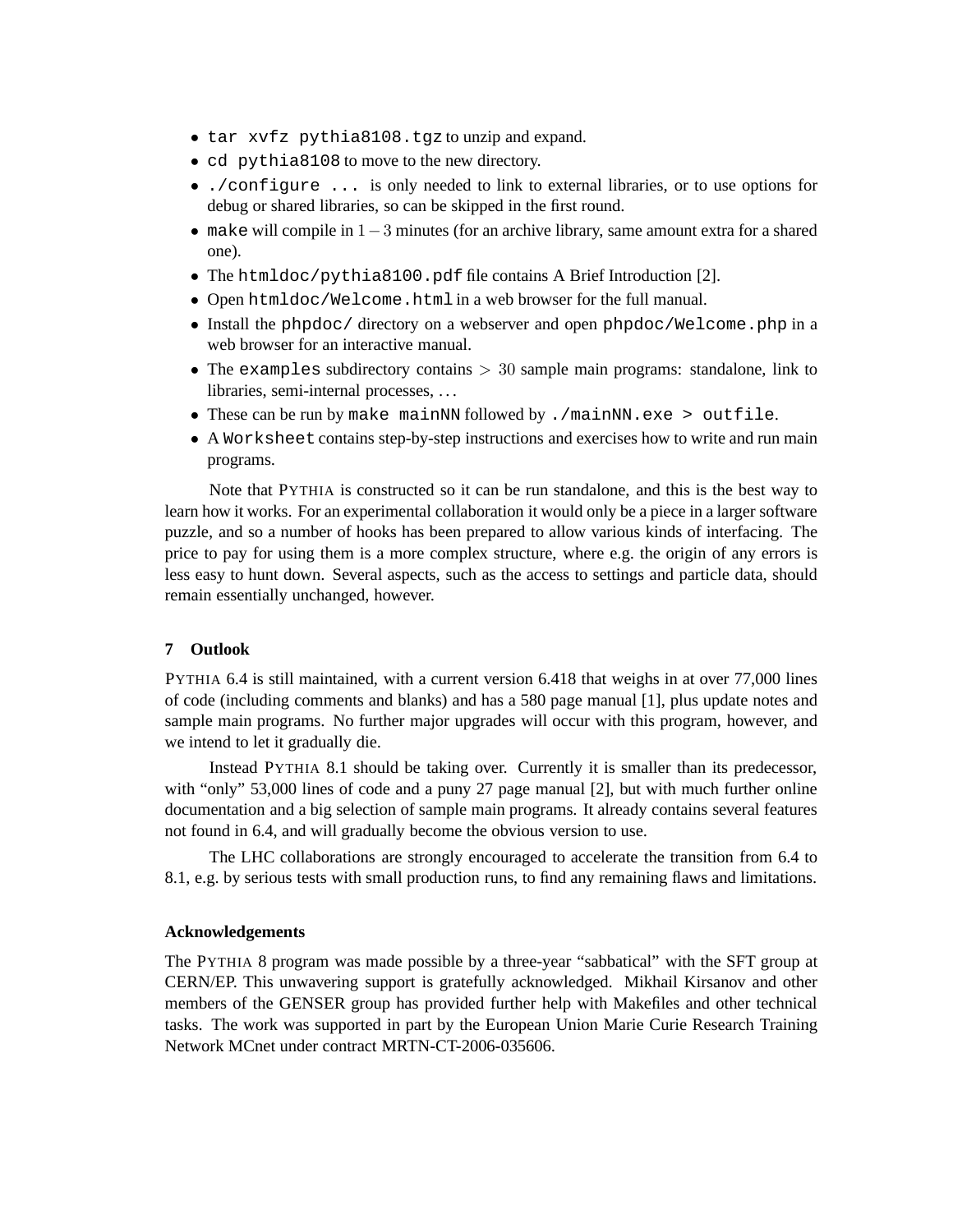- `tar xvfz pythia8108.tgz` to unzip and expand.
- `cd pythia8108` to move to the new directory.
- `./configure ...` is only needed to link to external libraries, or to use options for debug or shared libraries, so can be skipped in the first round.
- `make` will compile in $1-3$ minutes (for an archive library, same amount extra for a shared one).
- The `htmldoc/pythia8100.pdf` file contains A Brief Introduction [2].
- Open `htmldoc/Welcome.html` in a web browser for the full manual.
- Install the `phpdoc/` directory on a webserver and open `phpdoc/Welcome.php` in a web browser for an interactive manual.
- The `examples` subdirectory contains $> 30$ sample main programs: standalone, link to libraries, semi-internal processes, …
- These can be run by `make mainNN` followed by `./mainNN.exe > outfile`.
- A `Worksheet` contains step-by-step instructions and exercises how to write and run main programs.

Note that PYTHIA is constructed so it can be run standalone, and this is the best way to learn how it works. For an experimental collaboration it would only be a piece in a larger software puzzle, and so a number of hooks has been prepared to allow various kinds of interfacing. The price to pay for using them is a more complex structure, where e.g. the origin of any errors is less easy to hunt down. Several aspects, such as the access to settings and particle data, should remain essentially unchanged, however.

## 7 Outlook

PYTHIA 6.4 is still maintained, with a current version 6.418 that weighs in at over 77,000 lines of code (including comments and blanks) and has a 580 page manual [1], plus update notes and sample main programs. No further major upgrades will occur with this program, however, and we intend to let it gradually die.

Instead PYTHIA 8.1 should be taking over. Currently it is smaller than its predecessor, with "only" 53,000 lines of code and a puny 27 page manual [2], but with much further online documentation and a big selection of sample main programs. It already contains several features not found in 6.4, and will gradually become the obvious version to use.

The LHC collaborations are strongly encouraged to accelerate the transition from 6.4 to 8.1, e.g. by serious tests with small production runs, to find any remaining flaws and limitations.

### Acknowledgements

The PYTHIA 8 program was made possible by a three-year "sabbatical" with the SFT group at CERN/EP. This unwavering support is gratefully acknowledged. Mikhail Kirsanov and other members of the GENSER group has provided further help with Makefiles and other technical tasks. The work was supported in part by the European Union Marie Curie Research Training Network MCnet under contract MRTN-CT-2006-035606.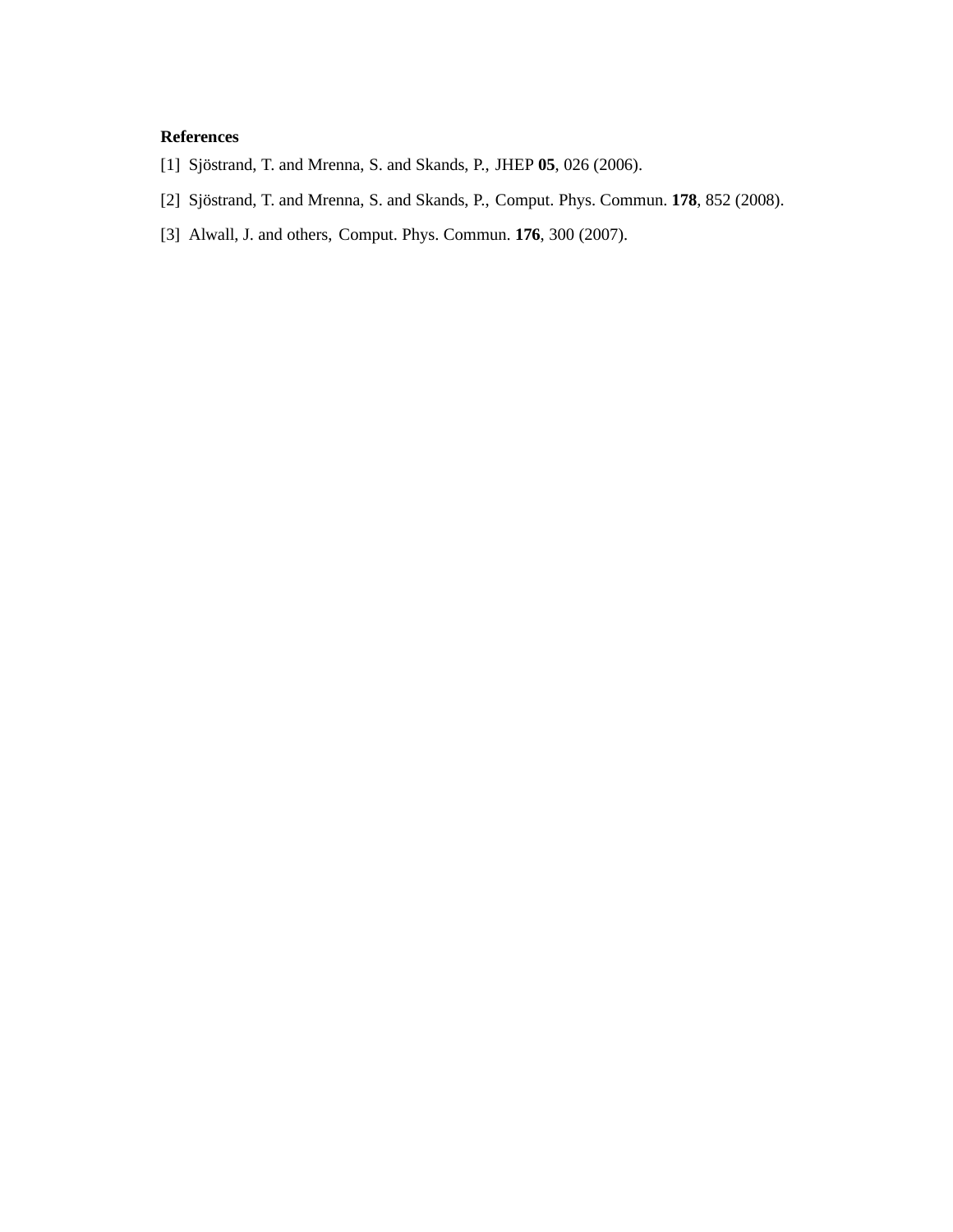**References**

[1] Sjöstrand, T. and Mrenna, S. and Skands, P., JHEP **05**, 026 (2006).

[2] Sjöstrand, T. and Mrenna, S. and Skands, P., Comput. Phys. Commun. **178**, 852 (2008).

[3] Alwall, J. and others, Comput. Phys. Commun. **176**, 300 (2007).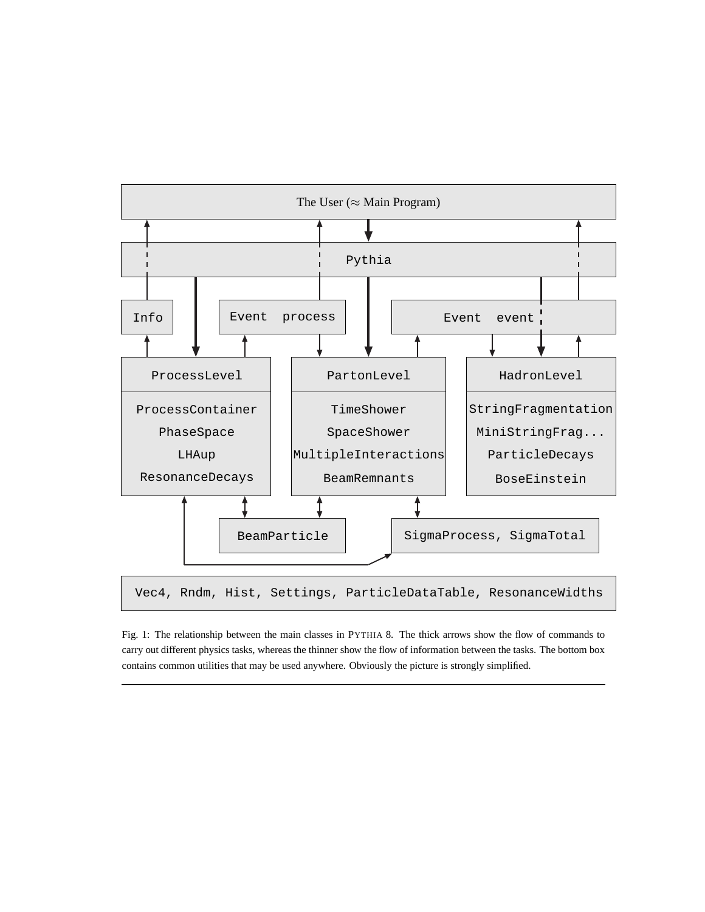The User (≈ Main Program)

Pythia

Info

Event process

Event event

ProcessLevel

ProcessContainer

PhaseSpace

LHAup

ResonanceDecays

PartonLevel

TimeShower

SpaceShower

MultipleInteractions

BeamRemnants

HadronLevel

StringFragmentation

MiniStringFrag...

ParticleDecays

BoseEinstein

BeamParticle

SigmaProcess, SigmaTotal

Vec4, Rndm, Hist, Settings, ParticleDataTable, ResonanceWidths

Fig. 1: The relationship between the main classes in PYTHIA 8. The thick arrows show the flow of commands to carry out different physics tasks, whereas the thinner show the flow of information between the tasks. The bottom box contains common utilities that may be used anywhere. Obviously the picture is strongly simplified.